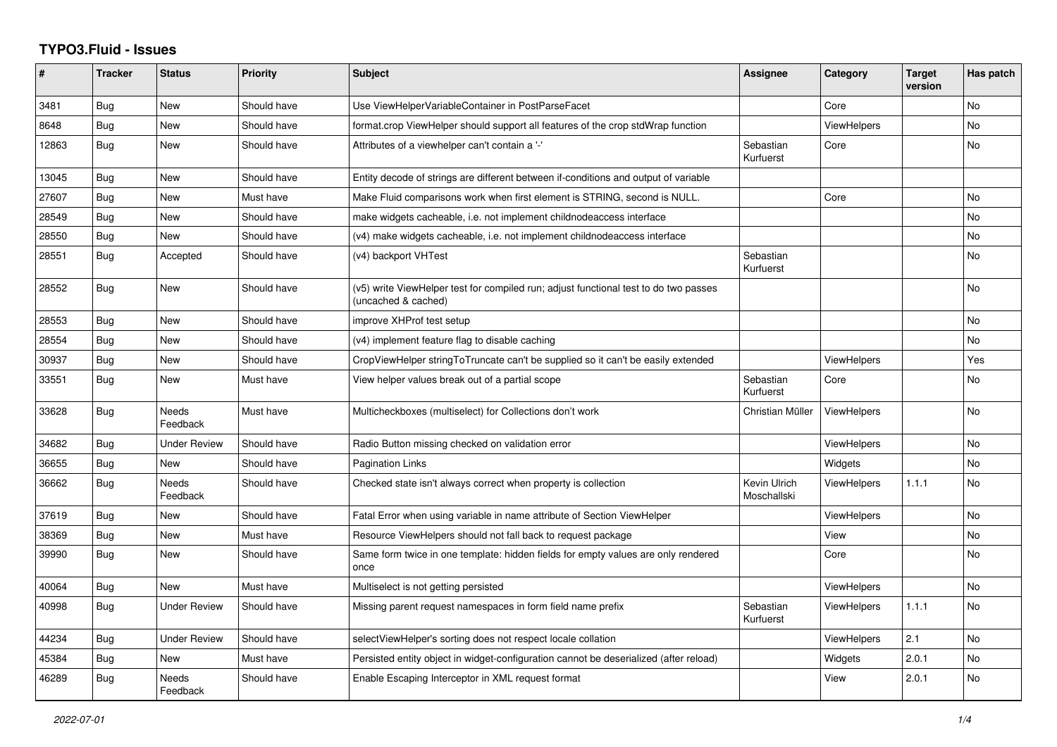# TYPO3.Fluid - Issues

| # | Tracker | Status | Priority | Subject | Assignee | Category | Target version | Has patch |
|---|---|---|---|---|---|---|---|---|
| 3481 | Bug | New | Should have | Use ViewHelperVariableContainer in PostParseFacet | | Core | | No |
| 8648 | Bug | New | Should have | format.crop ViewHelper should support all features of the crop stdWrap function | | ViewHelpers | | No |
| 12863 | Bug | New | Should have | Attributes of a viewhelper can't contain a '-' | Sebastian Kurfuerst | Core | | No |
| 13045 | Bug | New | Should have | Entity decode of strings are different between if-conditions and output of variable | | | | |
| 27607 | Bug | New | Must have | Make Fluid comparisons work when first element is STRING, second is NULL. | | Core | | No |
| 28549 | Bug | New | Should have | make widgets cacheable, i.e. not implement childnodeaccess interface | | | | No |
| 28550 | Bug | New | Should have | (v4) make widgets cacheable, i.e. not implement childnodeaccess interface | | | | No |
| 28551 | Bug | Accepted | Should have | (v4) backport VHTest | Sebastian Kurfuerst | | | No |
| 28552 | Bug | New | Should have | (v5) write ViewHelper test for compiled run; adjust functional test to do two passes (uncached & cached) | | | | No |
| 28553 | Bug | New | Should have | improve XHProf test setup | | | | No |
| 28554 | Bug | New | Should have | (v4) implement feature flag to disable caching | | | | No |
| 30937 | Bug | New | Should have | CropViewHelper stringToTruncate can't be supplied so it can't be easily extended | | ViewHelpers | | Yes |
| 33551 | Bug | New | Must have | View helper values break out of a partial scope | Sebastian Kurfuerst | Core | | No |
| 33628 | Bug | Needs Feedback | Must have | Multicheckboxes (multiselect) for Collections don't work | Christian Müller | ViewHelpers | | No |
| 34682 | Bug | Under Review | Should have | Radio Button missing checked on validation error | | ViewHelpers | | No |
| 36655 | Bug | New | Should have | Pagination Links | | Widgets | | No |
| 36662 | Bug | Needs Feedback | Should have | Checked state isn't always correct when property is collection | Kevin Ulrich Moschallski | ViewHelpers | 1.1.1 | No |
| 37619 | Bug | New | Should have | Fatal Error when using variable in name attribute of Section ViewHelper | | ViewHelpers | | No |
| 38369 | Bug | New | Must have | Resource ViewHelpers should not fall back to request package | | View | | No |
| 39990 | Bug | New | Should have | Same form twice in one template: hidden fields for empty values are only rendered once | | Core | | No |
| 40064 | Bug | New | Must have | Multiselect is not getting persisted | | ViewHelpers | | No |
| 40998 | Bug | Under Review | Should have | Missing parent request namespaces in form field name prefix | Sebastian Kurfuerst | ViewHelpers | 1.1.1 | No |
| 44234 | Bug | Under Review | Should have | selectViewHelper's sorting does not respect locale collation | | ViewHelpers | 2.1 | No |
| 45384 | Bug | New | Must have | Persisted entity object in widget-configuration cannot be deserialized (after reload) | | Widgets | 2.0.1 | No |
| 46289 | Bug | Needs Feedback | Should have | Enable Escaping Interceptor in XML request format | | View | 2.0.1 | No |

*2022-07-01*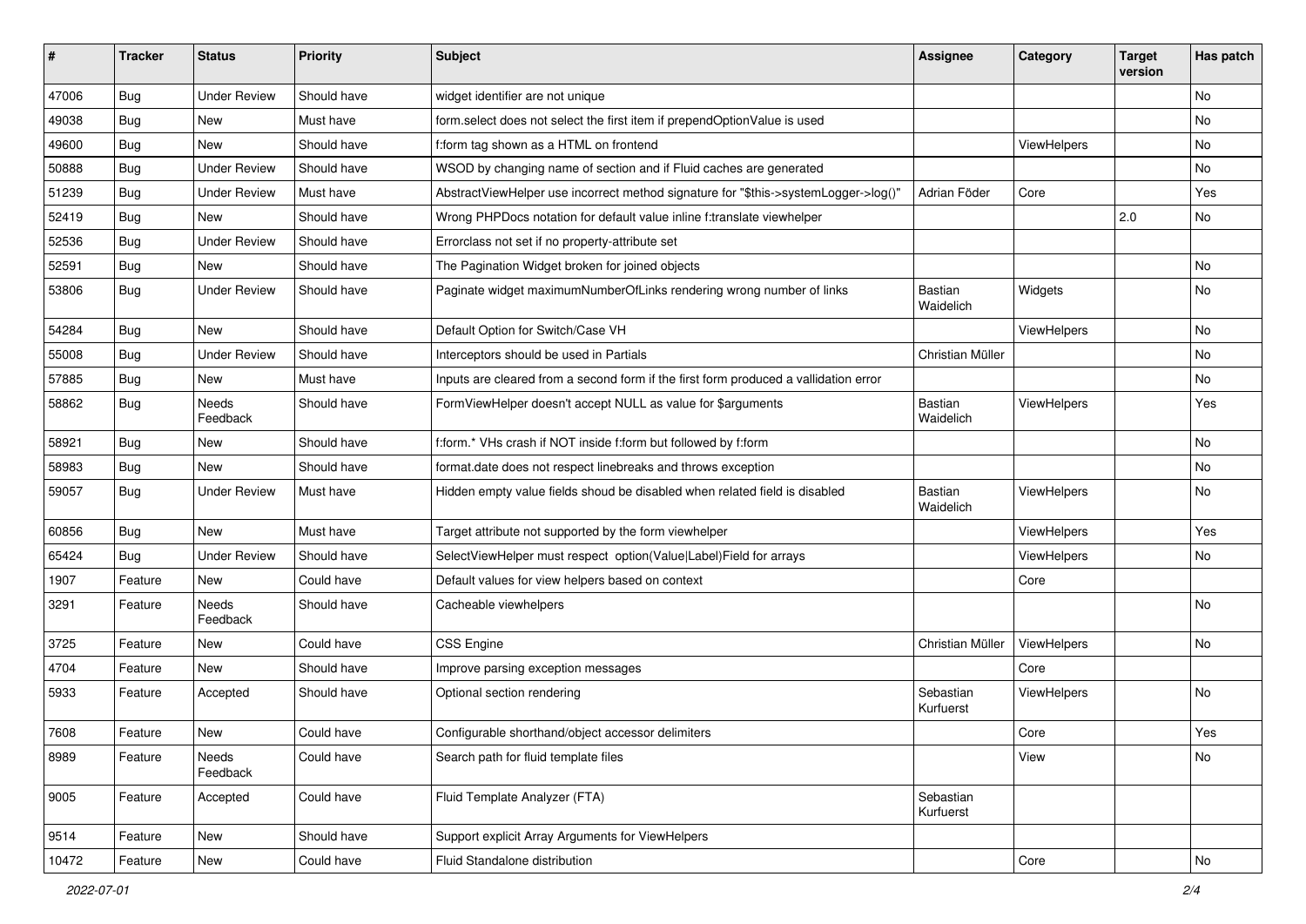| # | Tracker | Status | Priority | Subject | Assignee | Category | Target version | Has patch |
|---|---|---|---|---|---|---|---|---|
| 47006 | Bug | Under Review | Should have | widget identifier are not unique | | | | No |
| 49038 | Bug | New | Must have | form.select does not select the first item if prependOptionValue is used | | | | No |
| 49600 | Bug | New | Should have | f:form tag shown as a HTML on frontend | | ViewHelpers | | No |
| 50888 | Bug | Under Review | Should have | WSOD by changing name of section and if Fluid caches are generated | | | | No |
| 51239 | Bug | Under Review | Must have | AbstractViewHelper use incorrect method signature for "$this->systemLogger->log()" | Adrian Föder | Core | | Yes |
| 52419 | Bug | New | Should have | Wrong PHPDocs notation for default value inline f:translate viewhelper | | | 2.0 | No |
| 52536 | Bug | Under Review | Should have | Errorclass not set if no property-attribute set | | | | |
| 52591 | Bug | New | Should have | The Pagination Widget broken for joined objects | | | | No |
| 53806 | Bug | Under Review | Should have | Paginate widget maximumNumberOfLinks rendering wrong number of links | Bastian Waidelich | Widgets | | No |
| 54284 | Bug | New | Should have | Default Option for Switch/Case VH | | ViewHelpers | | No |
| 55008 | Bug | Under Review | Should have | Interceptors should be used in Partials | Christian Müller | | | No |
| 57885 | Bug | New | Must have | Inputs are cleared from a second form if the first form produced a vallidation error | | | | No |
| 58862 | Bug | Needs Feedback | Should have | FormViewHelper doesn't accept NULL as value for $arguments | Bastian Waidelich | ViewHelpers | | Yes |
| 58921 | Bug | New | Should have | f:form.* VHs crash if NOT inside f:form but followed by f:form | | | | No |
| 58983 | Bug | New | Should have | format.date does not respect linebreaks and throws exception | | | | No |
| 59057 | Bug | Under Review | Must have | Hidden empty value fields shoud be disabled when related field is disabled | Bastian Waidelich | ViewHelpers | | No |
| 60856 | Bug | New | Must have | Target attribute not supported by the form viewhelper | | ViewHelpers | | Yes |
| 65424 | Bug | Under Review | Should have | SelectViewHelper must respect option(Value\|Label)Field for arrays | | ViewHelpers | | No |
| 1907 | Feature | New | Could have | Default values for view helpers based on context | | Core | | |
| 3291 | Feature | Needs Feedback | Should have | Cacheable viewhelpers | | | | No |
| 3725 | Feature | New | Could have | CSS Engine | Christian Müller | ViewHelpers | | No |
| 4704 | Feature | New | Should have | Improve parsing exception messages | | Core | | |
| 5933 | Feature | Accepted | Should have | Optional section rendering | Sebastian Kurfuerst | ViewHelpers | | No |
| 7608 | Feature | New | Could have | Configurable shorthand/object accessor delimiters | | Core | | Yes |
| 8989 | Feature | Needs Feedback | Could have | Search path for fluid template files | | View | | No |
| 9005 | Feature | Accepted | Could have | Fluid Template Analyzer (FTA) | Sebastian Kurfuerst | | | |
| 9514 | Feature | New | Should have | Support explicit Array Arguments for ViewHelpers | | | | |
| 10472 | Feature | New | Could have | Fluid Standalone distribution | | Core | | No |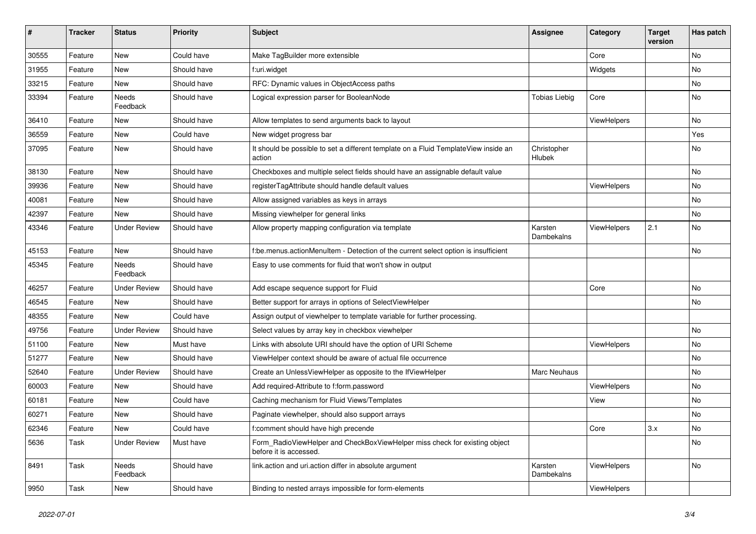| # | Tracker | Status | Priority | Subject | Assignee | Category | Target version | Has patch |
|---|---|---|---|---|---|---|---|---|
| 30555 | Feature | New | Could have | Make TagBuilder more extensible | | Core | | No |
| 31955 | Feature | New | Should have | f:uri.widget | | Widgets | | No |
| 33215 | Feature | New | Should have | RFC: Dynamic values in ObjectAccess paths | | | | No |
| 33394 | Feature | Needs Feedback | Should have | Logical expression parser for BooleanNode | Tobias Liebig | Core | | No |
| 36410 | Feature | New | Should have | Allow templates to send arguments back to layout | | ViewHelpers | | No |
| 36559 | Feature | New | Could have | New widget progress bar | | | | Yes |
| 37095 | Feature | New | Should have | It should be possible to set a different template on a Fluid TemplateView inside an action | Christopher Hlubek | | | No |
| 38130 | Feature | New | Should have | Checkboxes and multiple select fields should have an assignable default value | | | | No |
| 39936 | Feature | New | Should have | registerTagAttribute should handle default values | | ViewHelpers | | No |
| 40081 | Feature | New | Should have | Allow assigned variables as keys in arrays | | | | No |
| 42397 | Feature | New | Should have | Missing viewhelper for general links | | | | No |
| 43346 | Feature | Under Review | Should have | Allow property mapping configuration via template | Karsten Dambekalns | ViewHelpers | 2.1 | No |
| 45153 | Feature | New | Should have | f:be.menus.actionMenuItem - Detection of the current select option is insufficient | | | | No |
| 45345 | Feature | Needs Feedback | Should have | Easy to use comments for fluid that won't show in output | | | | |
| 46257 | Feature | Under Review | Should have | Add escape sequence support for Fluid | | Core | | No |
| 46545 | Feature | New | Should have | Better support for arrays in options of SelectViewHelper | | | | No |
| 48355 | Feature | New | Could have | Assign output of viewhelper to template variable for further processing. | | | | |
| 49756 | Feature | Under Review | Should have | Select values by array key in checkbox viewhelper | | | | No |
| 51100 | Feature | New | Must have | Links with absolute URI should have the option of URI Scheme | | ViewHelpers | | No |
| 51277 | Feature | New | Should have | ViewHelper context should be aware of actual file occurrence | | | | No |
| 52640 | Feature | Under Review | Should have | Create an UnlessViewHelper as opposite to the IfViewHelper | Marc Neuhaus | | | No |
| 60003 | Feature | New | Should have | Add required-Attribute to f:form.password | | ViewHelpers | | No |
| 60181 | Feature | New | Could have | Caching mechanism for Fluid Views/Templates | | View | | No |
| 60271 | Feature | New | Should have | Paginate viewhelper, should also support arrays | | | | No |
| 62346 | Feature | New | Could have | f:comment should have high precende | | Core | 3.x | No |
| 5636 | Task | Under Review | Must have | Form_RadioViewHelper and CheckBoxViewHelper miss check for existing object before it is accessed. | | | | No |
| 8491 | Task | Needs Feedback | Should have | link.action and uri.action differ in absolute argument | Karsten Dambekalns | ViewHelpers | | No |
| 9950 | Task | New | Should have | Binding to nested arrays impossible for form-elements | | ViewHelpers | | |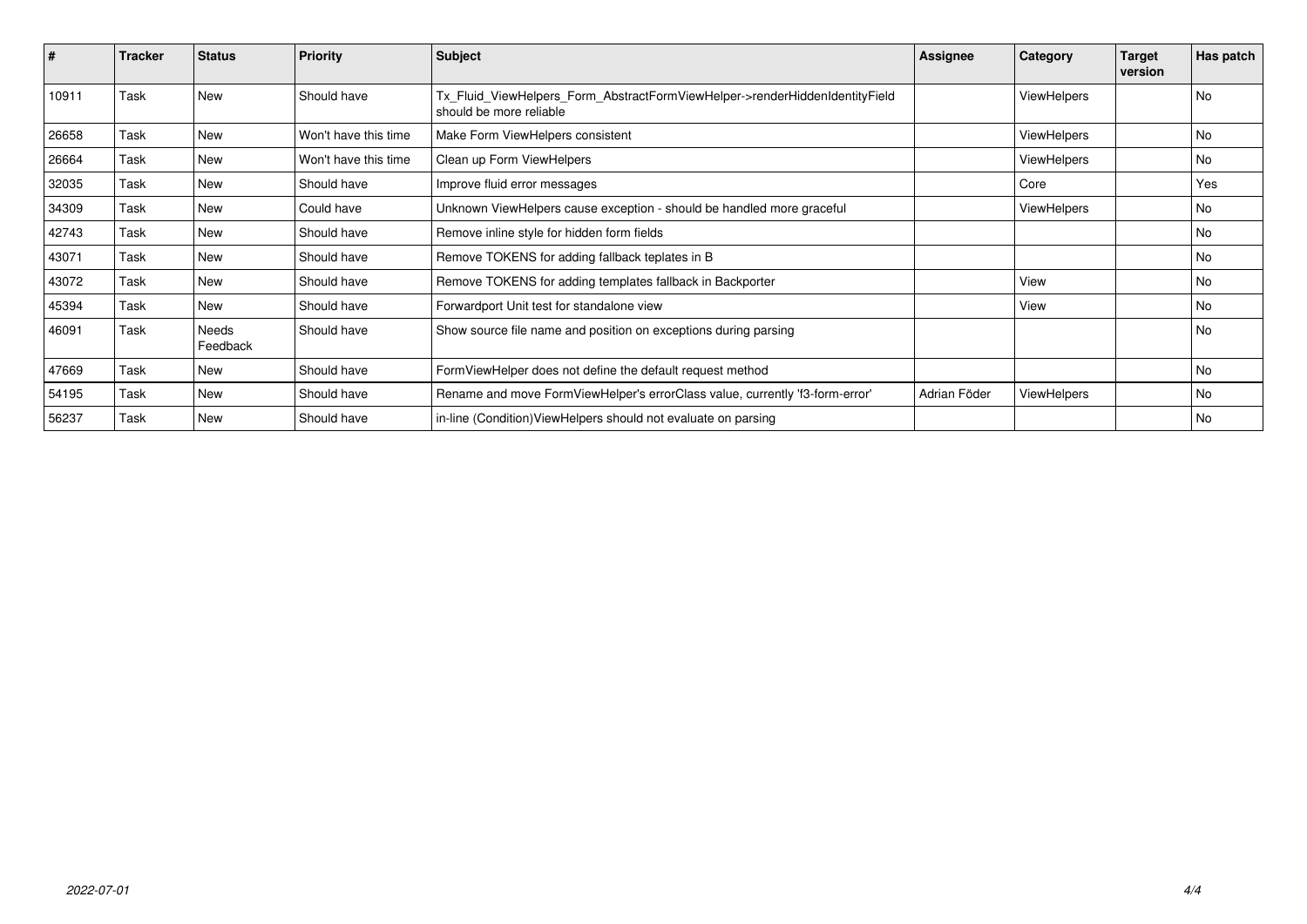| # | Tracker | Status | Priority | Subject | Assignee | Category | Target version | Has patch |
|---|---|---|---|---|---|---|---|---|
| 10911 | Task | New | Should have | Tx_Fluid_ViewHelpers_Form_AbstractFormViewHelper->renderHiddenIdentityField should be more reliable | | ViewHelpers | | No |
| 26658 | Task | New | Won't have this time | Make Form ViewHelpers consistent | | ViewHelpers | | No |
| 26664 | Task | New | Won't have this time | Clean up Form ViewHelpers | | ViewHelpers | | No |
| 32035 | Task | New | Should have | Improve fluid error messages | | Core | | Yes |
| 34309 | Task | New | Could have | Unknown ViewHelpers cause exception - should be handled more graceful | | ViewHelpers | | No |
| 42743 | Task | New | Should have | Remove inline style for hidden form fields | | | | No |
| 43071 | Task | New | Should have | Remove TOKENS for adding fallback teplates in B | | | | No |
| 43072 | Task | New | Should have | Remove TOKENS for adding templates fallback in Backporter | | View | | No |
| 45394 | Task | New | Should have | Forwardport Unit test for standalone view | | View | | No |
| 46091 | Task | Needs Feedback | Should have | Show source file name and position on exceptions during parsing | | | | No |
| 47669 | Task | New | Should have | FormViewHelper does not define the default request method | | | | No |
| 54195 | Task | New | Should have | Rename and move FormViewHelper's errorClass value, currently 'f3-form-error' | Adrian Föder | ViewHelpers | | No |
| 56237 | Task | New | Should have | in-line (Condition)ViewHelpers should not evaluate on parsing | | | | No |